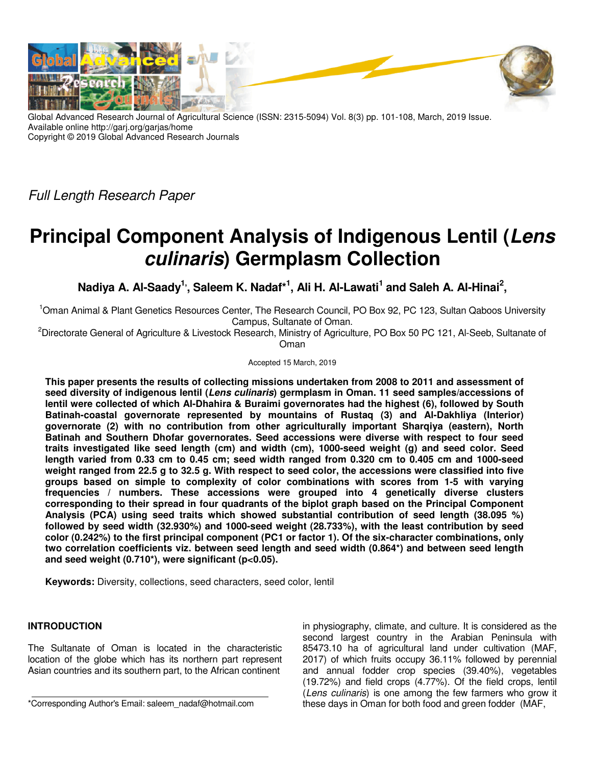Global Advanced Research Journal of Agricultural Science (ISSN: 2315-5094) Vol. 8(3) pp. 101-108, March, 2019 Issue.
Available online http://garj.org/garjas/home
Copyright © 2019 Global Advanced Research Journals

*Full Length Research Paper*

# Principal Component Analysis of Indigenous Lentil (*Lens culinaris*) Germplasm Collection

**Nadiya A. Al-Saady[1], Saleem K. Nadaf*[1], Ali H. Al-Lawati[1] and Saleh A. Al-Hinai[2],**

[1]Oman Animal & Plant Genetics Resources Center, The Research Council, PO Box 92, PC 123, Sultan Qaboos University Campus, Sultanate of Oman.

[2]Directorate General of Agriculture & Livestock Research, Ministry of Agriculture, PO Box 50 PC 121, Al-Seeb, Sultanate of Oman

Accepted 15 March, 2019

**This paper presents the results of collecting missions undertaken from 2008 to 2011 and assessment of seed diversity of indigenous lentil (*Lens culinaris*) germplasm in Oman. 11 seed samples/accessions of lentil were collected of which Al-Dhahira & Buraimi governorates had the highest (6), followed by South Batinah-coastal governorate represented by mountains of Rustaq (3) and Al-Dakhliya (Interior) governorate (2) with no contribution from other agriculturally important Sharqiya (eastern), North Batinah and Southern Dhofar governorates. Seed accessions were diverse with respect to four seed traits investigated like seed length (cm) and width (cm), 1000-seed weight (g) and seed color. Seed length varied from 0.33 cm to 0.45 cm; seed width ranged from 0.320 cm to 0.405 cm and 1000-seed weight ranged from 22.5 g to 32.5 g. With respect to seed color, the accessions were classified into five groups based on simple to complexity of color combinations with scores from 1-5 with varying frequencies / numbers. These accessions were grouped into 4 genetically diverse clusters corresponding to their spread in four quadrants of the biplot graph based on the Principal Component Analysis (PCA) using seed traits which showed substantial contribution of seed length (38.095 %) followed by seed width (32.930%) and 1000-seed weight (28.733%), with the least contribution by seed color (0.242%) to the first principal component (PC1 or factor 1). Of the six-character combinations, only two correlation coefficients viz. between seed length and seed width (0.864*) and between seed length and seed weight (0.710*), were significant ($p<0.05$).**

**Keywords:** Diversity, collections, seed characters, seed color, lentil

## INTRODUCTION

The Sultanate of Oman is located in the characteristic location of the globe which has its northern part represent Asian countries and its southern part, to the African continent in physiography, climate, and culture. It is considered as the second largest country in the Arabian Peninsula with 85473.10 ha of agricultural land under cultivation (MAF, 2017) of which fruits occupy 36.11% followed by perennial and annual fodder crop species (39.40%), vegetables (19.72%) and field crops (4.77%). Of the field crops, lentil (*Lens culinaris*) is one among the few farmers who grow it these days in Oman for both food and green fodder (MAF,

*Corresponding Author's Email: saleem_nadaf@hotmail.com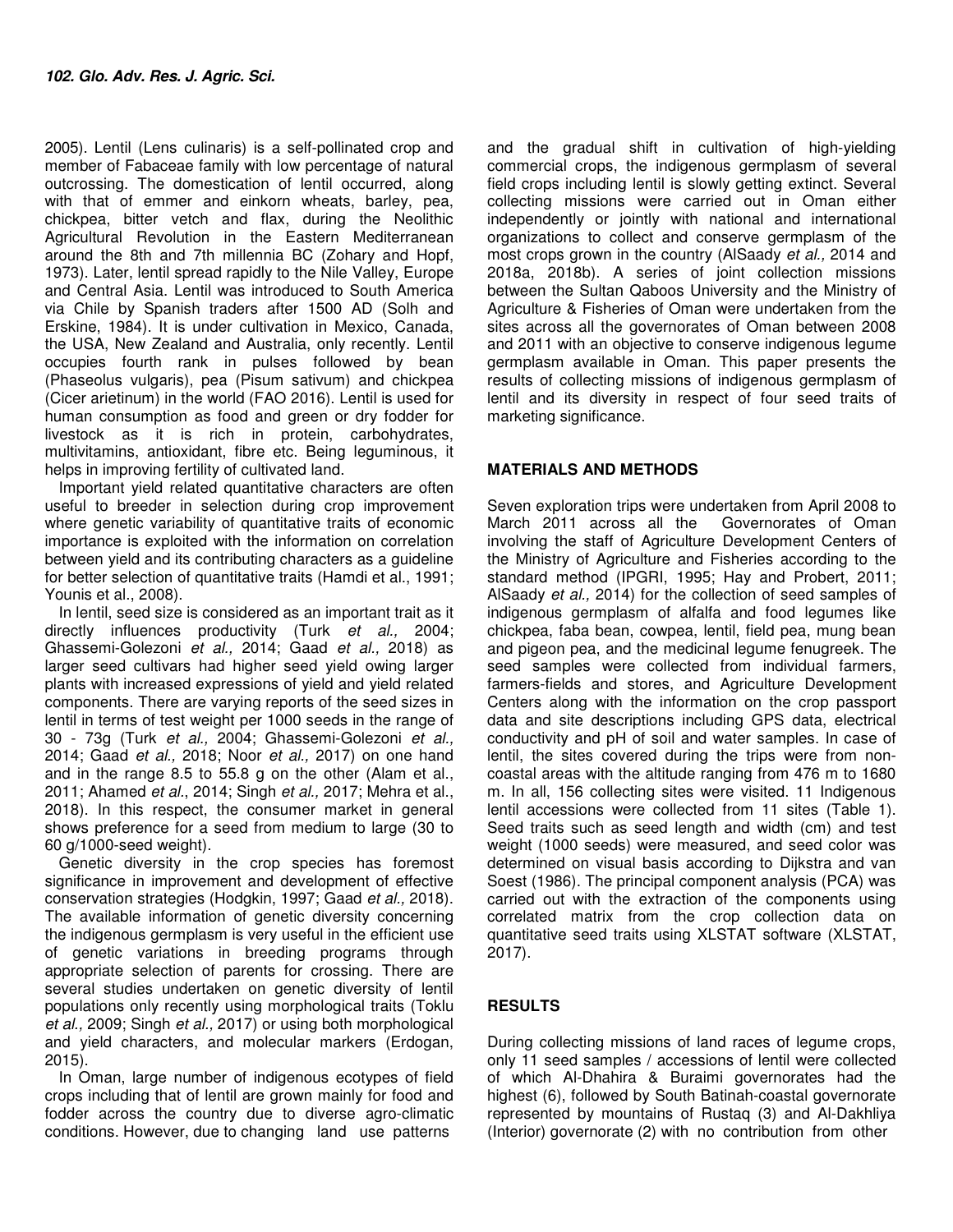2005). Lentil (Lens culinaris) is a self-pollinated crop and member of Fabaceae family with low percentage of natural outcrossing. The domestication of lentil occurred, along with that of emmer and einkorn wheats, barley, pea, chickpea, bitter vetch and flax, during the Neolithic Agricultural Revolution in the Eastern Mediterranean around the 8th and 7th millennia BC (Zohary and Hopf, 1973). Later, lentil spread rapidly to the Nile Valley, Europe and Central Asia. Lentil was introduced to South America via Chile by Spanish traders after 1500 AD (Solh and Erskine, 1984). It is under cultivation in Mexico, Canada, the USA, New Zealand and Australia, only recently. Lentil occupies fourth rank in pulses followed by bean (Phaseolus vulgaris), pea (Pisum sativum) and chickpea (Cicer arietinum) in the world (FAO 2016). Lentil is used for human consumption as food and green or dry fodder for livestock as it is rich in protein, carbohydrates, multivitamins, antioxidant, fibre etc. Being leguminous, it helps in improving fertility of cultivated land.

Important yield related quantitative characters are often useful to breeder in selection during crop improvement where genetic variability of quantitative traits of economic importance is exploited with the information on correlation between yield and its contributing characters as a guideline for better selection of quantitative traits (Hamdi et al., 1991; Younis et al., 2008).

In lentil, seed size is considered as an important trait as it directly influences productivity (Turk *et al.,* 2004; Ghassemi-Golezoni *et al.,* 2014; Gaad *et al.,* 2018) as larger seed cultivars had higher seed yield owing larger plants with increased expressions of yield and yield related components. There are varying reports of the seed sizes in lentil in terms of test weight per 1000 seeds in the range of 30 - 73g (Turk *et al.,* 2004; Ghassemi-Golezoni *et al.,* 2014; Gaad *et al.,* 2018; Noor *et al.,* 2017) on one hand and in the range 8.5 to 55.8 g on the other (Alam et al., 2011; Ahamed *et al.*, 2014; Singh *et al.,* 2017; Mehra et al., 2018). In this respect, the consumer market in general shows preference for a seed from medium to large (30 to 60 g/1000-seed weight).

Genetic diversity in the crop species has foremost significance in improvement and development of effective conservation strategies (Hodgkin, 1997; Gaad *et al.,* 2018). The available information of genetic diversity concerning the indigenous germplasm is very useful in the efficient use of genetic variations in breeding programs through appropriate selection of parents for crossing. There are several studies undertaken on genetic diversity of lentil populations only recently using morphological traits (Toklu *et al.,* 2009; Singh *et al.,* 2017) or using both morphological and yield characters, and molecular markers (Erdogan, 2015).

In Oman, large number of indigenous ecotypes of field crops including that of lentil are grown mainly for food and fodder across the country due to diverse agro-climatic conditions. However, due to changing land use patterns and the gradual shift in cultivation of high-yielding commercial crops, the indigenous germplasm of several field crops including lentil is slowly getting extinct. Several collecting missions were carried out in Oman either independently or jointly with national and international organizations to collect and conserve germplasm of the most crops grown in the country (AlSaady *et al.,* 2014 and 2018a, 2018b). A series of joint collection missions between the Sultan Qaboos University and the Ministry of Agriculture & Fisheries of Oman were undertaken from the sites across all the governorates of Oman between 2008 and 2011 with an objective to conserve indigenous legume germplasm available in Oman. This paper presents the results of collecting missions of indigenous germplasm of lentil and its diversity in respect of four seed traits of marketing significance.

## MATERIALS AND METHODS

Seven exploration trips were undertaken from April 2008 to March 2011 across all the Governorates of Oman involving the staff of Agriculture Development Centers of the Ministry of Agriculture and Fisheries according to the standard method (IPGRI, 1995; Hay and Probert, 2011; AlSaady *et al.,* 2014) for the collection of seed samples of indigenous germplasm of alfalfa and food legumes like chickpea, faba bean, cowpea, lentil, field pea, mung bean and pigeon pea, and the medicinal legume fenugreek. The seed samples were collected from individual farmers, farmers-fields and stores, and Agriculture Development Centers along with the information on the crop passport data and site descriptions including GPS data, electrical conductivity and pH of soil and water samples. In case of lentil, the sites covered during the trips were from non-coastal areas with the altitude ranging from 476 m to 1680 m. In all, 156 collecting sites were visited. 11 Indigenous lentil accessions were collected from 11 sites (Table 1). Seed traits such as seed length and width (cm) and test weight (1000 seeds) were measured, and seed color was determined on visual basis according to Dijkstra and van Soest (1986). The principal component analysis (PCA) was carried out with the extraction of the components using correlated matrix from the crop collection data on quantitative seed traits using XLSTAT software (XLSTAT, 2017).

## RESULTS

During collecting missions of land races of legume crops, only 11 seed samples / accessions of lentil were collected of which Al-Dhahira & Buraimi governorates had the highest (6), followed by South Batinah-coastal governorate represented by mountains of Rustaq (3) and Al-Dakhliya (Interior) governorate (2) with no contribution from other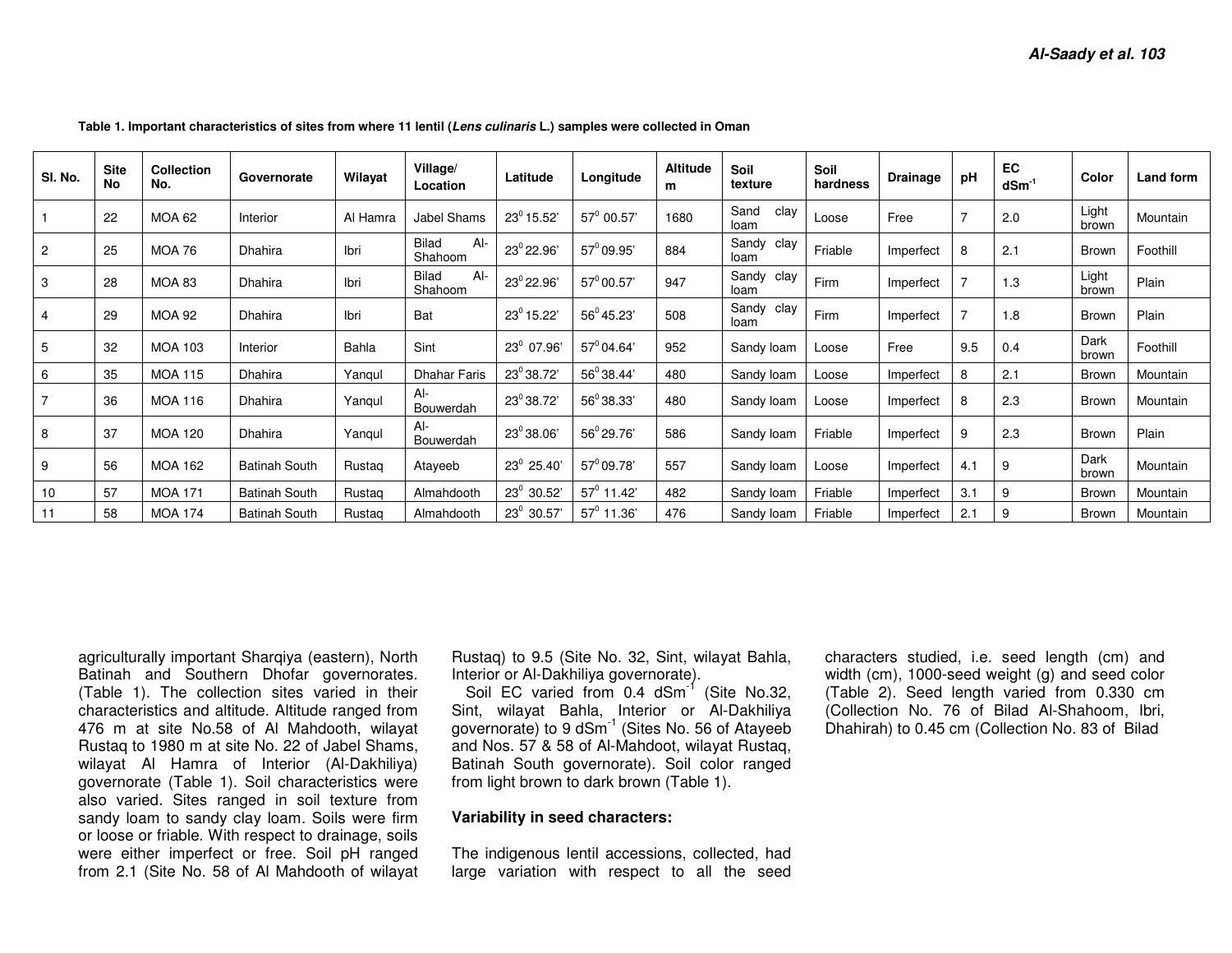**Table 1. Important characteristics of sites from where 11 lentil (*Lens culinaris* L.) samples were collected in Oman**

| Sl. No. | Site No | Collection No. | Governorate | Wilayat | Village/ Location | Latitude | Longitude | Altitude m | Soil texture | Soil hardness | Drainage | pH | EC $dSm^{-1}$ | Color | Land form |
|---|---|---|---|---|---|---|---|---|---|---|---|---|---|---|---|
| 1 | 22 | MOA 62 | Interior | Al Hamra | Jabel Shams | $23^0$ 15.52' | $57^0$ 00.57' | 1680 | Sand clay loam | Loose | Free | 7 | 2.0 | Light brown | Mountain |
| 2 | 25 | MOA 76 | Dhahira | Ibri | Bilad Al-Shahoom | $23^0$ 22.96' | $57^0$ 09.95' | 884 | Sandy clay loam | Friable | Imperfect | 8 | 2.1 | Brown | Foothill |
| 3 | 28 | MOA 83 | Dhahira | Ibri | Bilad Al-Shahoom | $23^0$ 22.96' | $57^0$ 00.57' | 947 | Sandy clay loam | Firm | Imperfect | 7 | 1.3 | Light brown | Plain |
| 4 | 29 | MOA 92 | Dhahira | Ibri | Bat | $23^0$ 15.22' | $56^0$ 45.23' | 508 | Sandy clay loam | Firm | Imperfect | 7 | 1.8 | Brown | Plain |
| 5 | 32 | MOA 103 | Interior | Bahla | Sint | $23^0$ 07.96' | $57^0$ 04.64' | 952 | Sandy loam | Loose | Free | 9.5 | 0.4 | Dark brown | Foothill |
| 6 | 35 | MOA 115 | Dhahira | Yanqul | Dhahar Faris | $23^0$ 38.72' | $56^0$ 38.44' | 480 | Sandy loam | Loose | Imperfect | 8 | 2.1 | Brown | Mountain |
| 7 | 36 | MOA 116 | Dhahira | Yanqul | Al-Bouwerdah | $23^0$ 38.72' | $56^0$ 38.33' | 480 | Sandy loam | Loose | Imperfect | 8 | 2.3 | Brown | Mountain |
| 8 | 37 | MOA 120 | Dhahira | Yanqul | Al-Bouwerdah | $23^0$ 38.06' | $56^0$ 29.76' | 586 | Sandy loam | Friable | Imperfect | 9 | 2.3 | Brown | Plain |
| 9 | 56 | MOA 162 | Batinah South | Rustaq | Atayeeb | $23^0$ 25.40' | $57^0$ 09.78' | 557 | Sandy loam | Loose | Imperfect | 4.1 | 9 | Dark brown | Mountain |
| 10 | 57 | MOA 171 | Batinah South | Rustaq | Almahdooth | $23^0$ 30.52' | $57^0$ 11.42' | 482 | Sandy loam | Friable | Imperfect | 3.1 | 9 | Brown | Mountain |
| 11 | 58 | MOA 174 | Batinah South | Rustaq | Almahdooth | $23^0$ 30.57' | $57^0$ 11.36' | 476 | Sandy loam | Friable | Imperfect | 2.1 | 9 | Brown | Mountain |

agriculturally important Sharqiya (eastern), North Batinah and Southern Dhofar governorates. (Table 1). The collection sites varied in their characteristics and altitude. Altitude ranged from 476 m at site No.58 of Al Mahdooth, wilayat Rustaq to 1980 m at site No. 22 of Jabel Shams, wilayat Al Hamra of Interior (Al-Dakhiliya) governorate (Table 1). Soil characteristics were also varied. Sites ranged in soil texture from sandy loam to sandy clay loam. Soils were firm or loose or friable. With respect to drainage, soils were either imperfect or free. Soil pH ranged from 2.1 (Site No. 58 of Al Mahdooth of wilayat Rustaq) to 9.5 (Site No. 32, Sint, wilayat Bahla, Interior or Al-Dakhiliya governorate).

Soil EC varied from 0.4 $dSm^{-1}$ (Site No.32, Sint, wilayat Bahla, Interior or Al-Dakhiliya governorate) to 9 $dSm^{-1}$ (Sites No. 56 of Atayeeb and Nos. 57 & 58 of Al-Mahdoot, wilayat Rustaq, Batinah South governorate). Soil color ranged from light brown to dark brown (Table 1).

**Variability in seed characters:**

The indigenous lentil accessions, collected, had large variation with respect to all the seed characters studied, i.e. seed length (cm) and width (cm), 1000-seed weight (g) and seed color (Table 2). Seed length varied from 0.330 cm (Collection No. 76 of Bilad Al-Shahoom, Ibri, Dhahirah) to 0.45 cm (Collection No. 83 of Bilad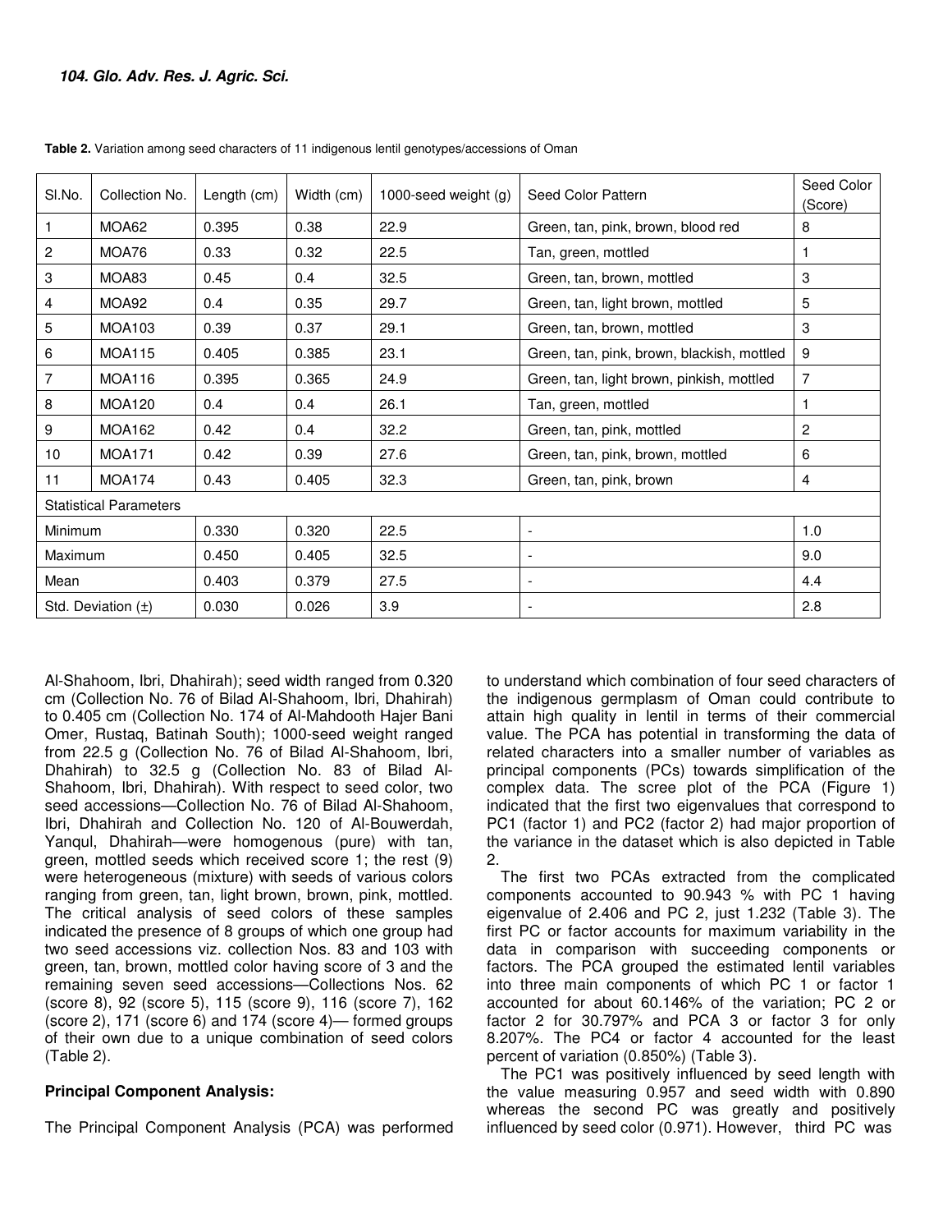**Table 2.** Variation among seed characters of 11 indigenous lentil genotypes/accessions of Oman

| Sl.No. | Collection No. | Length (cm) | Width (cm) | 1000-seed weight (g) | Seed Color Pattern | Seed Color (Score) |
|---|---|---|---|---|---|---|
| 1 | MOA62 | 0.395 | 0.38 | 22.9 | Green, tan, pink, brown, blood red | 8 |
| 2 | MOA76 | 0.33 | 0.32 | 22.5 | Tan, green, mottled | 1 |
| 3 | MOA83 | 0.45 | 0.4 | 32.5 | Green, tan, brown, mottled | 3 |
| 4 | MOA92 | 0.4 | 0.35 | 29.7 | Green, tan, light brown, mottled | 5 |
| 5 | MOA103 | 0.39 | 0.37 | 29.1 | Green, tan, brown, mottled | 3 |
| 6 | MOA115 | 0.405 | 0.385 | 23.1 | Green, tan, pink, brown, blackish, mottled | 9 |
| 7 | MOA116 | 0.395 | 0.365 | 24.9 | Green, tan, light brown, pinkish, mottled | 7 |
| 8 | MOA120 | 0.4 | 0.4 | 26.1 | Tan, green, mottled | 1 |
| 9 | MOA162 | 0.42 | 0.4 | 32.2 | Green, tan, pink, mottled | 2 |
| 10 | MOA171 | 0.42 | 0.39 | 27.6 | Green, tan, pink, brown, mottled | 6 |
| 11 | MOA174 | 0.43 | 0.405 | 32.3 | Green, tan, pink, brown | 4 |
| Statistical Parameters | | | | | | |
| Minimum | | 0.330 | 0.320 | 22.5 | - | 1.0 |
| Maximum | | 0.450 | 0.405 | 32.5 | - | 9.0 |
| Mean | | 0.403 | 0.379 | 27.5 | - | 4.4 |
| Std. Deviation (±) | | 0.030 | 0.026 | 3.9 | - | 2.8 |

Al-Shahoom, Ibri, Dhahirah); seed width ranged from 0.320 cm (Collection No. 76 of Bilad Al-Shahoom, Ibri, Dhahirah) to 0.405 cm (Collection No. 174 of Al-Mahdooth Hajer Bani Omer, Rustaq, Batinah South); 1000-seed weight ranged from 22.5 g (Collection No. 76 of Bilad Al-Shahoom, Ibri, Dhahirah) to 32.5 g (Collection No. 83 of Bilad Al-Shahoom, Ibri, Dhahirah). With respect to seed color, two seed accessions—Collection No. 76 of Bilad Al-Shahoom, Ibri, Dhahirah and Collection No. 120 of Al-Bouwerdah, Yanqul, Dhahirah—were homogenous (pure) with tan, green, mottled seeds which received score 1; the rest (9) were heterogeneous (mixture) with seeds of various colors ranging from green, tan, light brown, brown, pink, mottled. The critical analysis of seed colors of these samples indicated the presence of 8 groups of which one group had two seed accessions viz. collection Nos. 83 and 103 with green, tan, brown, mottled color having score of 3 and the remaining seven seed accessions—Collections Nos. 62 (score 8), 92 (score 5), 115 (score 9), 116 (score 7), 162 (score 2), 171 (score 6) and 174 (score 4)— formed groups of their own due to a unique combination of seed colors (Table 2).

**Principal Component Analysis:**

The Principal Component Analysis (PCA) was performed to understand which combination of four seed characters of the indigenous germplasm of Oman could contribute to attain high quality in lentil in terms of their commercial value. The PCA has potential in transforming the data of related characters into a smaller number of variables as principal components (PCs) towards simplification of the complex data. The scree plot of the PCA (Figure 1) indicated that the first two eigenvalues that correspond to PC1 (factor 1) and PC2 (factor 2) had major proportion of the variance in the dataset which is also depicted in Table 2.

The first two PCAs extracted from the complicated components accounted to 90.943 % with PC 1 having eigenvalue of 2.406 and PC 2, just 1.232 (Table 3). The first PC or factor accounts for maximum variability in the data in comparison with succeeding components or factors. The PCA grouped the estimated lentil variables into three main components of which PC 1 or factor 1 accounted for about 60.146% of the variation; PC 2 or factor 2 for 30.797% and PCA 3 or factor 3 for only 8.207%. The PC4 or factor 4 accounted for the least percent of variation (0.850%) (Table 3).

The PC1 was positively influenced by seed length with the value measuring 0.957 and seed width with 0.890 whereas the second PC was greatly and positively influenced by seed color (0.971). However, third PC was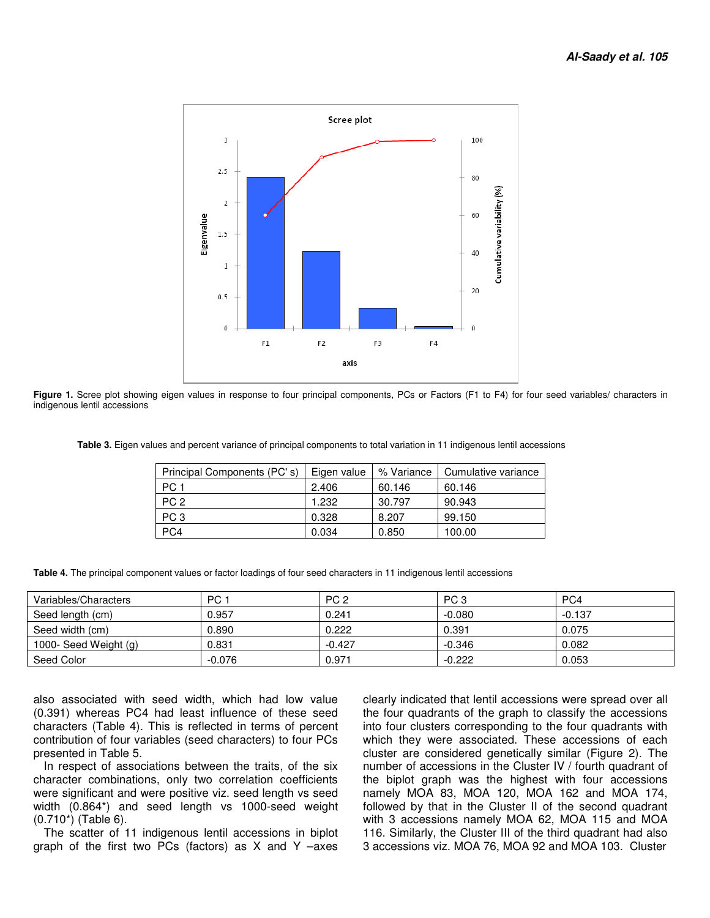Figure 1. Scree plot showing eigen values in response to four principal components, PCs or Factors (F1 to F4) for four seed variables/ characters in indigenous lentil accessions

**Table 3.** Eigen values and percent variance of principal components to total variation in 11 indigenous lentil accessions

| Principal Components (PC' s) | Eigen value | % Variance | Cumulative variance |
|---|---|---|---|
| PC 1 | 2.406 | 60.146 | 60.146 |
| PC 2 | 1.232 | 30.797 | 90.943 |
| PC 3 | 0.328 | 8.207 | 99.150 |
| PC4 | 0.034 | 0.850 | 100.00 |

**Table 4.** The principal component values or factor loadings of four seed characters in 11 indigenous lentil accessions

| Variables/Characters | PC 1 | PC 2 | PC 3 | PC4 |
|---|---|---|---|---|
| Seed length (cm) | 0.957 | 0.241 | -0.080 | -0.137 |
| Seed width (cm) | 0.890 | 0.222 | 0.391 | 0.075 |
| 1000- Seed Weight (g) | 0.831 | -0.427 | -0.346 | 0.082 |
| Seed Color | -0.076 | 0.971 | -0.222 | 0.053 |

also associated with seed width, which had low value (0.391) whereas PC4 had least influence of these seed characters (Table 4). This is reflected in terms of percent contribution of four variables (seed characters) to four PCs presented in Table 5.

In respect of associations between the traits, of the six character combinations, only two correlation coefficients were significant and were positive viz. seed length vs seed width (0.864*) and seed length vs 1000-seed weight (0.710*) (Table 6).

The scatter of 11 indigenous lentil accessions in biplot graph of the first two PCs (factors) as X and Y –axes clearly indicated that lentil accessions were spread over all the four quadrants of the graph to classify the accessions into four clusters corresponding to the four quadrants with which they were associated. These accessions of each cluster are considered genetically similar (Figure 2). The number of accessions in the Cluster IV / fourth quadrant of the biplot graph was the highest with four accessions namely MOA 83, MOA 120, MOA 162 and MOA 174, followed by that in the Cluster II of the second quadrant with 3 accessions namely MOA 62, MOA 115 and MOA 116. Similarly, the Cluster III of the third quadrant had also 3 accessions viz. MOA 76, MOA 92 and MOA 103. Cluster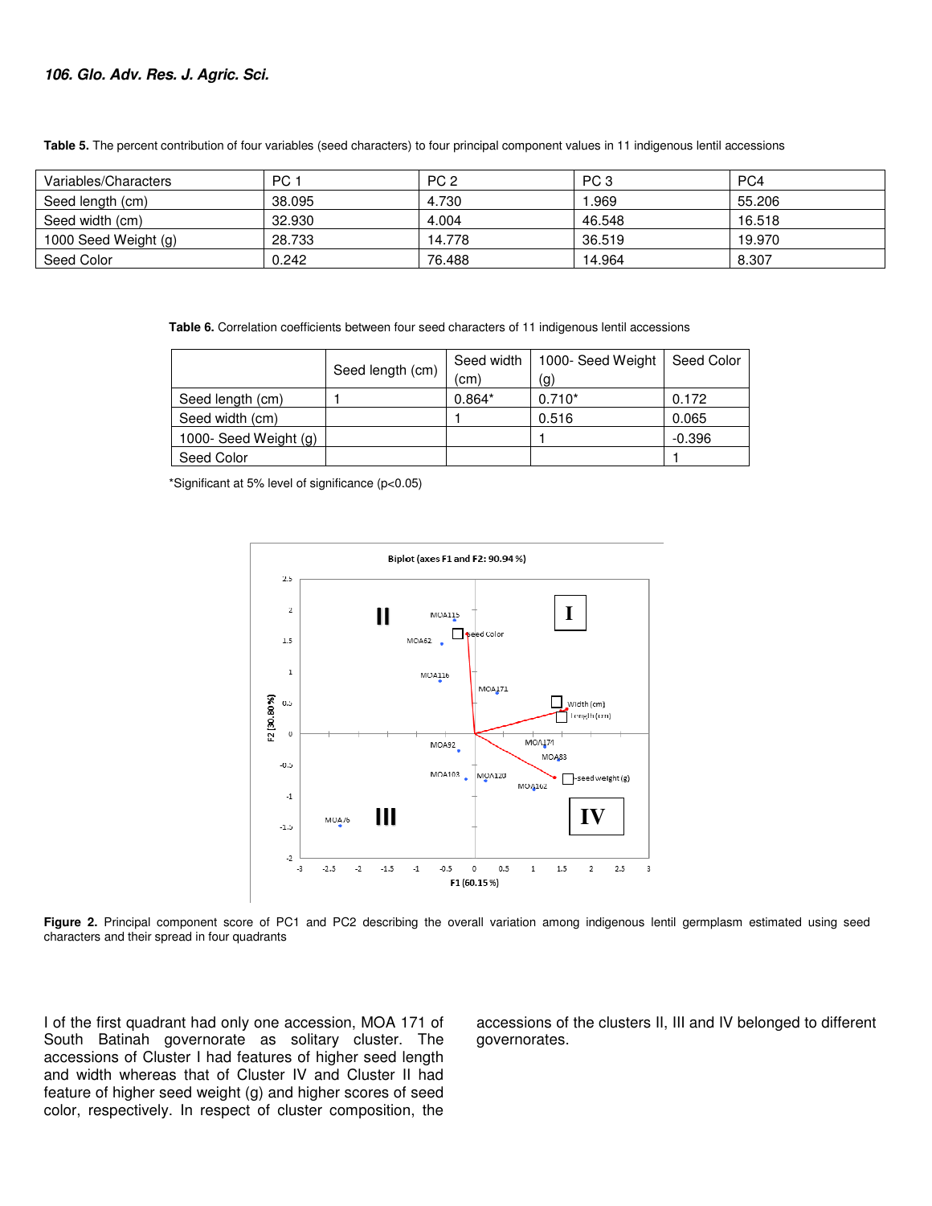**Table 5.** The percent contribution of four variables (seed characters) to four principal component values in 11 indigenous lentil accessions

| Variables/Characters | PC 1 | PC 2 | PC 3 | PC4 |
|---|---|---|---|---|
| Seed length (cm) | 38.095 | 4.730 | 1.969 | 55.206 |
| Seed width (cm) | 32.930 | 4.004 | 46.548 | 16.518 |
| 1000 Seed Weight (g) | 28.733 | 14.778 | 36.519 | 19.970 |
| Seed Color | 0.242 | 76.488 | 14.964 | 8.307 |

**Table 6.** Correlation coefficients between four seed characters of 11 indigenous lentil accessions

| | Seed length (cm) | Seed width (cm) | 1000- Seed Weight (g) | Seed Color |
|---|---|---|---|---|
| Seed length (cm) | 1 | 0.864* | 0.710* | 0.172 |
| Seed width (cm) | | 1 | 0.516 | 0.065 |
| 1000- Seed Weight (g) | | | 1 | -0.396 |
| Seed Color | | | | 1 |

*Significant at 5% level of significance ($p<0.05$)

**Figure 2.** Principal component score of PC1 and PC2 describing the overall variation among indigenous lentil germplasm estimated using seed characters and their spread in four quadrants

I of the first quadrant had only one accession, MOA 171 of South Batinah governorate as solitary cluster. The accessions of Cluster I had features of higher seed length and width whereas that of Cluster IV and Cluster II had feature of higher seed weight (g) and higher scores of seed color, respectively. In respect of cluster composition, the accessions of the clusters II, III and IV belonged to different governorates.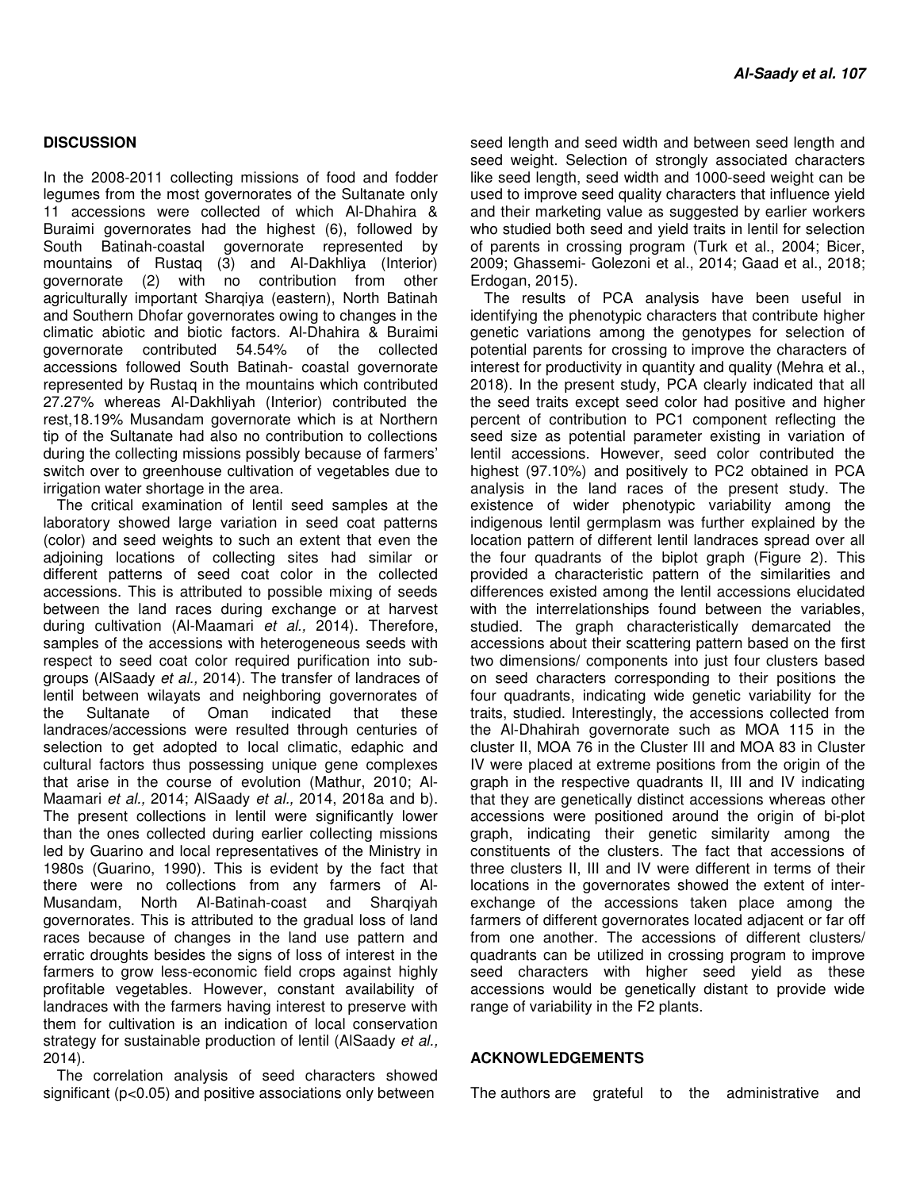## DISCUSSION

In the 2008-2011 collecting missions of food and fodder legumes from the most governorates of the Sultanate only 11 accessions were collected of which Al-Dhahira & Buraimi governorates had the highest (6), followed by South Batinah-coastal governorate represented by mountains of Rustaq (3) and Al-Dakhliya (Interior) governorate (2) with no contribution from other agriculturally important Sharqiya (eastern), North Batinah and Southern Dhofar governorates owing to changes in the climatic abiotic and biotic factors. Al-Dhahira & Buraimi governorate contributed 54.54% of the collected accessions followed South Batinah- coastal governorate represented by Rustaq in the mountains which contributed 27.27% whereas Al-Dakhliyah (Interior) contributed the rest,18.19% Musandam governorate which is at Northern tip of the Sultanate had also no contribution to collections during the collecting missions possibly because of farmers' switch over to greenhouse cultivation of vegetables due to irrigation water shortage in the area.

The critical examination of lentil seed samples at the laboratory showed large variation in seed coat patterns (color) and seed weights to such an extent that even the adjoining locations of collecting sites had similar or different patterns of seed coat color in the collected accessions. This is attributed to possible mixing of seeds between the land races during exchange or at harvest during cultivation (Al-Maamari *et al.,* 2014). Therefore, samples of the accessions with heterogeneous seeds with respect to seed coat color required purification into sub-groups (AlSaady *et al.,* 2014). The transfer of landraces of lentil between wilayats and neighboring governorates of the Sultanate of Oman indicated that these landraces/accessions were resulted through centuries of selection to get adopted to local climatic, edaphic and cultural factors thus possessing unique gene complexes that arise in the course of evolution (Mathur, 2010; Al-Maamari *et al.,* 2014; AlSaady *et al.,* 2014, 2018a and b). The present collections in lentil were significantly lower than the ones collected during earlier collecting missions led by Guarino and local representatives of the Ministry in 1980s (Guarino, 1990). This is evident by the fact that there were no collections from any farmers of Al-Musandam, North Al-Batinah-coast and Sharqiyah governorates. This is attributed to the gradual loss of land races because of changes in the land use pattern and erratic droughts besides the signs of loss of interest in the farmers to grow less-economic field crops against highly profitable vegetables. However, constant availability of landraces with the farmers having interest to preserve with them for cultivation is an indication of local conservation strategy for sustainable production of lentil (AlSaady *et al.,* 2014).

The correlation analysis of seed characters showed significant ($p<0.05$) and positive associations only between seed length and seed width and between seed length and seed weight. Selection of strongly associated characters like seed length, seed width and 1000-seed weight can be used to improve seed quality characters that influence yield and their marketing value as suggested by earlier workers who studied both seed and yield traits in lentil for selection of parents in crossing program (Turk et al., 2004; Bicer, 2009; Ghassemi- Golezoni et al., 2014; Gaad et al., 2018; Erdogan, 2015).

The results of PCA analysis have been useful in identifying the phenotypic characters that contribute higher genetic variations among the genotypes for selection of potential parents for crossing to improve the characters of interest for productivity in quantity and quality (Mehra et al., 2018). In the present study, PCA clearly indicated that all the seed traits except seed color had positive and higher percent of contribution to PC1 component reflecting the seed size as potential parameter existing in variation of lentil accessions. However, seed color contributed the highest (97.10%) and positively to PC2 obtained in PCA analysis in the land races of the present study. The existence of wider phenotypic variability among the indigenous lentil germplasm was further explained by the location pattern of different lentil landraces spread over all the four quadrants of the biplot graph (Figure 2). This provided a characteristic pattern of the similarities and differences existed among the lentil accessions elucidated with the interrelationships found between the variables, studied. The graph characteristically demarcated the accessions about their scattering pattern based on the first two dimensions/ components into just four clusters based on seed characters corresponding to their positions the four quadrants, indicating wide genetic variability for the traits, studied. Interestingly, the accessions collected from the Al-Dhahirah governorate such as MOA 115 in the cluster II, MOA 76 in the Cluster III and MOA 83 in Cluster IV were placed at extreme positions from the origin of the graph in the respective quadrants II, III and IV indicating that they are genetically distinct accessions whereas other accessions were positioned around the origin of bi-plot graph, indicating their genetic similarity among the constituents of the clusters. The fact that accessions of three clusters II, III and IV were different in terms of their locations in the governorates showed the extent of inter-exchange of the accessions taken place among the farmers of different governorates located adjacent or far off from one another. The accessions of different clusters/ quadrants can be utilized in crossing program to improve seed characters with higher seed yield as these accessions would be genetically distant to provide wide range of variability in the F2 plants.

## ACKNOWLEDGEMENTS

The authors are grateful to the administrative and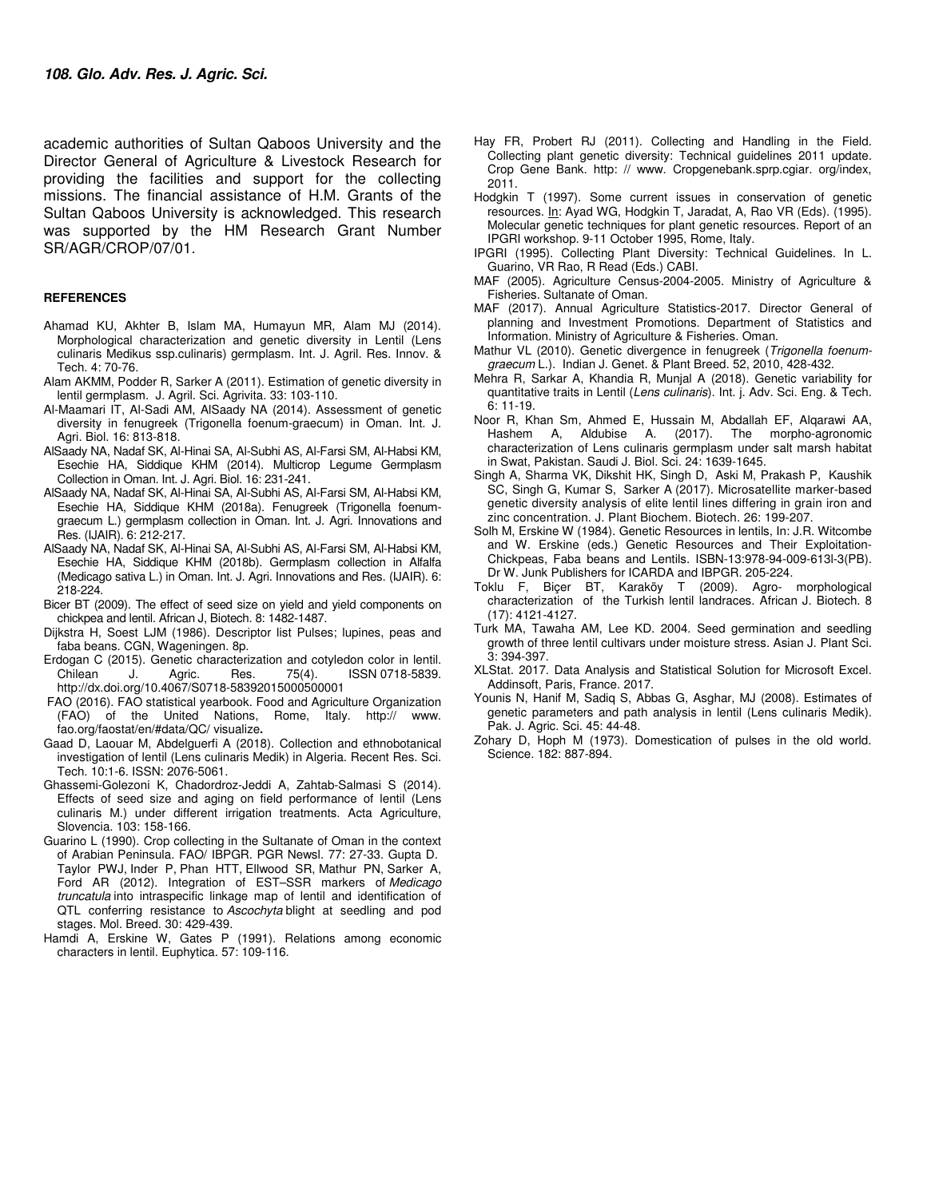academic authorities of Sultan Qaboos University and the Director General of Agriculture & Livestock Research for providing the facilities and support for the collecting missions. The financial assistance of H.M. Grants of the Sultan Qaboos University is acknowledged. This research was supported by the HM Research Grant Number SR/AGR/CROP/07/01.

**REFERENCES**

Ahamad KU, Akhter B, Islam MA, Humayun MR, Alam MJ (2014). Morphological characterization and genetic diversity in Lentil (Lens culinaris Medikus ssp.culinaris) germplasm. Int. J. Agril. Res. Innov. & Tech. 4: 70-76.

Alam AKMM, Podder R, Sarker A (2011). Estimation of genetic diversity in lentil germplasm. J. Agril. Sci. Agrivita. 33: 103-110.

Al-Maamari IT, Al-Sadi AM, AlSaady NA (2014). Assessment of genetic diversity in fenugreek (Trigonella foenum-graecum) in Oman. Int. J. Agri. Biol. 16: 813-818.

AlSaady NA, Nadaf SK, Al-Hinai SA, Al-Subhi AS, Al-Farsi SM, Al-Habsi KM, Esechie HA, Siddique KHM (2014). Multicrop Legume Germplasm Collection in Oman. Int. J. Agri. Biol. 16: 231-241.

AlSaady NA, Nadaf SK, Al-Hinai SA, Al-Subhi AS, Al-Farsi SM, Al-Habsi KM, Esechie HA, Siddique KHM (2018a). Fenugreek (Trigonella foenum-graecum L.) germplasm collection in Oman. Int. J. Agri. Innovations and Res. (IJAIR). 6: 212-217.

AlSaady NA, Nadaf SK, Al-Hinai SA, Al-Subhi AS, Al-Farsi SM, Al-Habsi KM, Esechie HA, Siddique KHM (2018b). Germplasm collection in Alfalfa (Medicago sativa L.) in Oman. Int. J. Agri. Innovations and Res. (IJAIR). 6: 218-224.

Bicer BT (2009). The effect of seed size on yield and yield components on chickpea and lentil. African J, Biotech. 8: 1482-1487.

Dijkstra H, Soest LJM (1986). Descriptor list Pulses; lupines, peas and faba beans. CGN, Wageningen. 8p.

Erdogan C (2015). Genetic characterization and cotyledon color in lentil. Chilean J. Agric. Res. 75(4). ISSN 0718-5839. http://dx.doi.org/10.4067/S0718-58392015000500001

FAO (2016). FAO statistical yearbook. Food and Agriculture Organization (FAO) of the United Nations, Rome, Italy. http:// www. fao.org/faostat/en/#data/QC/ visualize**.**

Gaad D, Laouar M, Abdelguerfi A (2018). Collection and ethnobotanical investigation of lentil (Lens culinaris Medik) in Algeria. Recent Res. Sci. Tech. 10:1-6. ISSN: 2076-5061.

Ghassemi-Golezoni K, Chadordroz-Jeddi A, Zahtab-Salmasi S (2014). Effects of seed size and aging on field performance of lentil (Lens culinaris M.) under different irrigation treatments. Acta Agriculture, Slovencia. 103: 158-166.

Guarino L (1990). Crop collecting in the Sultanate of Oman in the context of Arabian Peninsula. FAO/ IBPGR. PGR Newsl. 77: 27-33. Gupta D. Taylor PWJ, Inder P, Phan HTT, Ellwood SR, Mathur PN, Sarker A, Ford AR (2012). Integration of EST–SSR markers of *Medicago truncatula* into intraspecific linkage map of lentil and identification of QTL conferring resistance to *Ascochyta* blight at seedling and pod stages. Mol. Breed. 30: 429-439.

Hamdi A, Erskine W, Gates P (1991). Relations among economic characters in lentil. Euphytica. 57: 109-116.

Hay FR, Probert RJ (2011). Collecting and Handling in the Field. Collecting plant genetic diversity: Technical guidelines 2011 update. Crop Gene Bank. http: // www. Cropgenebank.sprp.cgiar. org/index, 2011.

Hodgkin T (1997). Some current issues in conservation of genetic resources. In: Ayad WG, Hodgkin T, Jaradat, A, Rao VR (Eds). (1995). Molecular genetic techniques for plant genetic resources. Report of an IPGRI workshop. 9-11 October 1995, Rome, Italy.

IPGRI (1995). Collecting Plant Diversity: Technical Guidelines. In L. Guarino, VR Rao, R Read (Eds.) CABI.

MAF (2005). Agriculture Census-2004-2005. Ministry of Agriculture & Fisheries. Sultanate of Oman.

MAF (2017). Annual Agriculture Statistics-2017. Director General of planning and Investment Promotions. Department of Statistics and Information. Ministry of Agriculture & Fisheries. Oman.

Mathur VL (2010). Genetic divergence in fenugreek (*Trigonella foenum-graecum* L.). Indian J. Genet. & Plant Breed. 52, 2010, 428-432.

Mehra R, Sarkar A, Khandia R, Munjal A (2018). Genetic variability for quantitative traits in Lentil (*Lens culinaris*). Int. j. Adv. Sci. Eng. & Tech. 6: 11-19.

Noor R, Khan Sm, Ahmed E, Hussain M, Abdallah EF, Alqarawi AA, Hashem A, Aldubise A. (2017). The morpho-agronomic characterization of Lens culinaris germplasm under salt marsh habitat in Swat, Pakistan. Saudi J. Biol. Sci. 24: 1639-1645.

Singh A, Sharma VK, Dikshit HK, Singh D, Aski M, Prakash P, Kaushik SC, Singh G, Kumar S, Sarker A (2017). Microsatellite marker-based genetic diversity analysis of elite lentil lines differing in grain iron and zinc concentration. J. Plant Biochem. Biotech. 26: 199-207.

Solh M, Erskine W (1984). Genetic Resources in lentils, In: J.R. Witcombe and W. Erskine (eds.) Genetic Resources and Their Exploitation-Chickpeas, Faba beans and Lentils. ISBN-13:978-94-009-613l-3(PB). Dr W. Junk Publishers for ICARDA and IBPGR. 205-224.

Toklu F, Biçer BT, Karaköy T (2009). Agro- morphological characterization of the Turkish lentil landraces. African J. Biotech. 8 (17): 4121-4127.

Turk MA, Tawaha AM, Lee KD. 2004. Seed germination and seedling growth of three lentil cultivars under moisture stress. Asian J. Plant Sci. 3: 394-397.

XLStat. 2017. Data Analysis and Statistical Solution for Microsoft Excel. Addinsoft, Paris, France. 2017.

Younis N, Hanif M, Sadiq S, Abbas G, Asghar, MJ (2008). Estimates of genetic parameters and path analysis in lentil (Lens culinaris Medik). Pak. J. Agric. Sci. 45: 44-48.

Zohary D, Hoph M (1973). Domestication of pulses in the old world. Science. 182: 887-894.